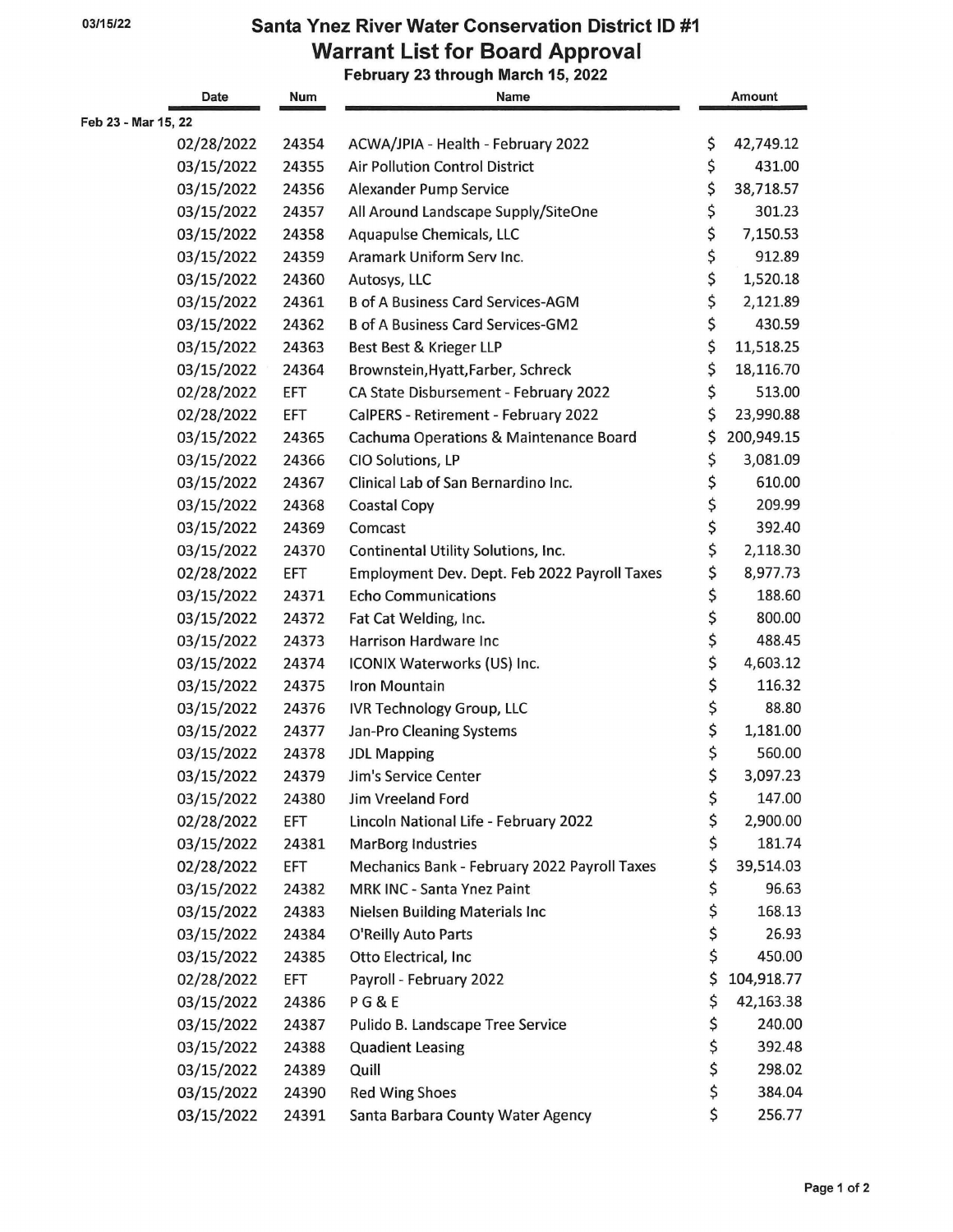03/15/22

# Santa Ynez River Water Conservation District ID #1

## Warrant List for Board Approval

### February 23 through March 15, 2022

| | Date | Num | Name | Amount |
|---|---|---|---|---|
| Feb 23 - Mar 15, 22 | | | | |
| | 02/28/2022 | 24354 | ACWA/JPIA - Health - February 2022 | $ 42,749.12 |
| | 03/15/2022 | 24355 | Air Pollution Control District | $ 431.00 |
| | 03/15/2022 | 24356 | Alexander Pump Service | $ 38,718.57 |
| | 03/15/2022 | 24357 | All Around Landscape Supply/SiteOne | $ 301.23 |
| | 03/15/2022 | 24358 | Aquapulse Chemicals, LLC | $ 7,150.53 |
| | 03/15/2022 | 24359 | Aramark Uniform Serv Inc. | $ 912.89 |
| | 03/15/2022 | 24360 | Autosys, LLC | $ 1,520.18 |
| | 03/15/2022 | 24361 | B of A Business Card Services-AGM | $ 2,121.89 |
| | 03/15/2022 | 24362 | B of A Business Card Services-GM2 | $ 430.59 |
| | 03/15/2022 | 24363 | Best Best & Krieger LLP | $ 11,518.25 |
| | 03/15/2022 | 24364 | Brownstein,Hyatt,Farber, Schreck | $ 18,116.70 |
| | 02/28/2022 | EFT | CA State Disbursement - February 2022 | $ 513.00 |
| | 02/28/2022 | EFT | CalPERS - Retirement - February 2022 | $ 23,990.88 |
| | 03/15/2022 | 24365 | Cachuma Operations & Maintenance Board | $ 200,949.15 |
| | 03/15/2022 | 24366 | CIO Solutions, LP | $ 3,081.09 |
| | 03/15/2022 | 24367 | Clinical Lab of San Bernardino Inc. | $ 610.00 |
| | 03/15/2022 | 24368 | Coastal Copy | $ 209.99 |
| | 03/15/2022 | 24369 | Comcast | $ 392.40 |
| | 03/15/2022 | 24370 | Continental Utility Solutions, Inc. | $ 2,118.30 |
| | 02/28/2022 | EFT | Employment Dev. Dept. Feb 2022 Payroll Taxes | $ 8,977.73 |
| | 03/15/2022 | 24371 | Echo Communications | $ 188.60 |
| | 03/15/2022 | 24372 | Fat Cat Welding, Inc. | $ 800.00 |
| | 03/15/2022 | 24373 | Harrison Hardware Inc | $ 488.45 |
| | 03/15/2022 | 24374 | ICONIX Waterworks (US) Inc. | $ 4,603.12 |
| | 03/15/2022 | 24375 | Iron Mountain | $ 116.32 |
| | 03/15/2022 | 24376 | IVR Technology Group, LLC | $ 88.80 |
| | 03/15/2022 | 24377 | Jan-Pro Cleaning Systems | $ 1,181.00 |
| | 03/15/2022 | 24378 | JDL Mapping | $ 560.00 |
| | 03/15/2022 | 24379 | Jim's Service Center | $ 3,097.23 |
| | 03/15/2022 | 24380 | Jim Vreeland Ford | $ 147.00 |
| | 02/28/2022 | EFT | Lincoln National Life - February 2022 | $ 2,900.00 |
| | 03/15/2022 | 24381 | MarBorg Industries | $ 181.74 |
| | 02/28/2022 | EFT | Mechanics Bank - February 2022 Payroll Taxes | $ 39,514.03 |
| | 03/15/2022 | 24382 | MRK INC - Santa Ynez Paint | $ 96.63 |
| | 03/15/2022 | 24383 | Nielsen Building Materials Inc | $ 168.13 |
| | 03/15/2022 | 24384 | O'Reilly Auto Parts | $ 26.93 |
| | 03/15/2022 | 24385 | Otto Electrical, Inc | $ 450.00 |
| | 02/28/2022 | EFT | Payroll - February 2022 | $ 104,918.77 |
| | 03/15/2022 | 24386 | P G & E | $ 42,163.38 |
| | 03/15/2022 | 24387 | Pulido B. Landscape Tree Service | $ 240.00 |
| | 03/15/2022 | 24388 | Quadient Leasing | $ 392.48 |
| | 03/15/2022 | 24389 | Quill | $ 298.02 |
| | 03/15/2022 | 24390 | Red Wing Shoes | $ 384.04 |
| | 03/15/2022 | 24391 | Santa Barbara County Water Agency | $ 256.77 |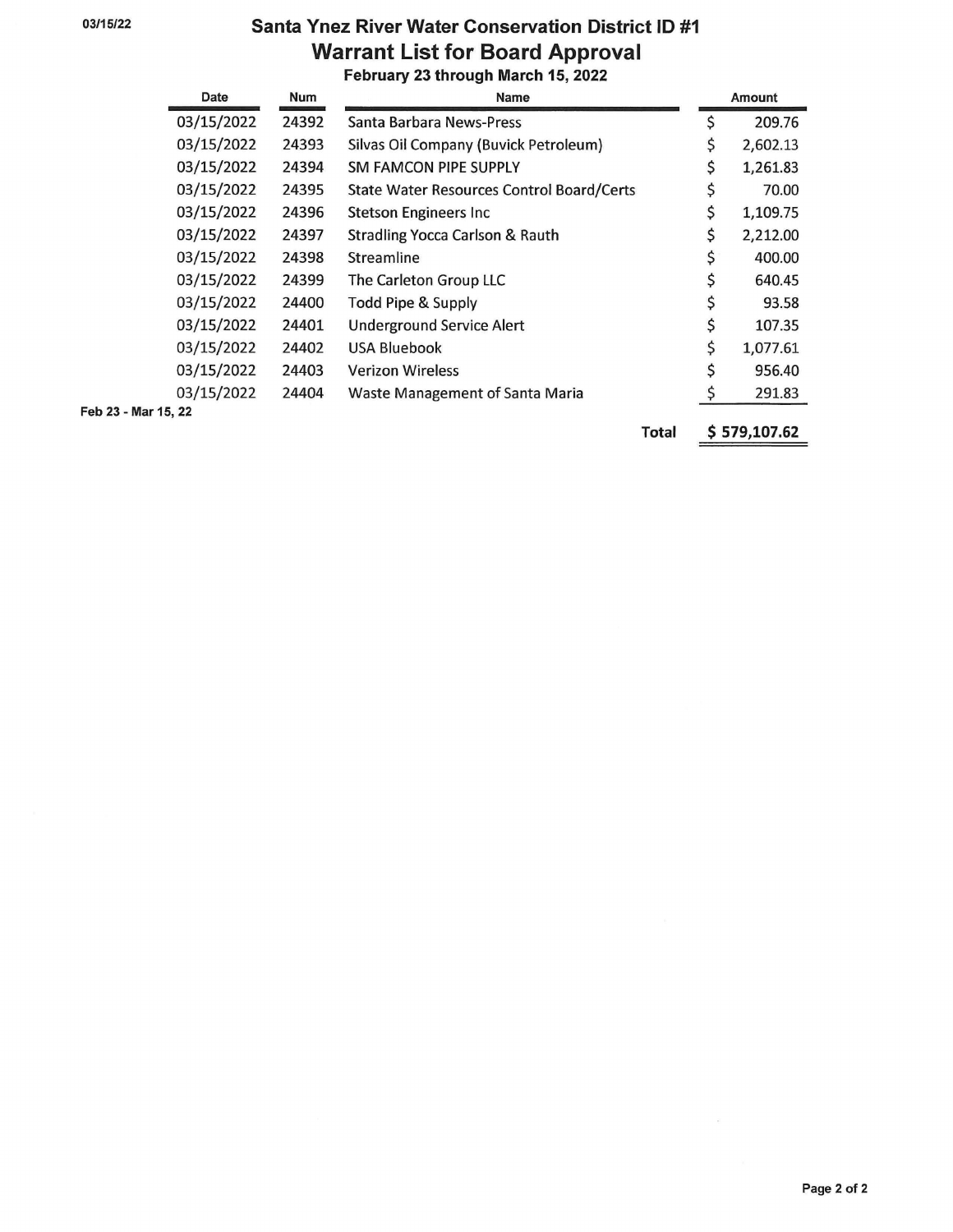03/15/22

# Santa Ynez River Water Conservation District ID #1

## Warrant List for Board Approval

### February 23 through March 15, 2022

| Date | Num | Name | Amount |
|---|---|---|---|
| 03/15/2022 | 24392 | Santa Barbara News-Press | $ 209.76 |
| 03/15/2022 | 24393 | Silvas Oil Company (Buvick Petroleum) | $ 2,602.13 |
| 03/15/2022 | 24394 | SM FAMCON PIPE SUPPLY | $ 1,261.83 |
| 03/15/2022 | 24395 | State Water Resources Control Board/Certs | $ 70.00 |
| 03/15/2022 | 24396 | Stetson Engineers Inc | $ 1,109.75 |
| 03/15/2022 | 24397 | Stradling Yocca Carlson & Rauth | $ 2,212.00 |
| 03/15/2022 | 24398 | Streamline | $ 400.00 |
| 03/15/2022 | 24399 | The Carleton Group LLC | $ 640.45 |
| 03/15/2022 | 24400 | Todd Pipe & Supply | $ 93.58 |
| 03/15/2022 | 24401 | Underground Service Alert | $ 107.35 |
| 03/15/2022 | 24402 | USA Bluebook | $ 1,077.61 |
| 03/15/2022 | 24403 | Verizon Wireless | $ 956.40 |
| 03/15/2022 | 24404 | Waste Management of Santa Maria | $ 291.83 |
| Feb 23 - Mar 15, 22 | | | |
| | | **Total** | **$ 579,107.62** |